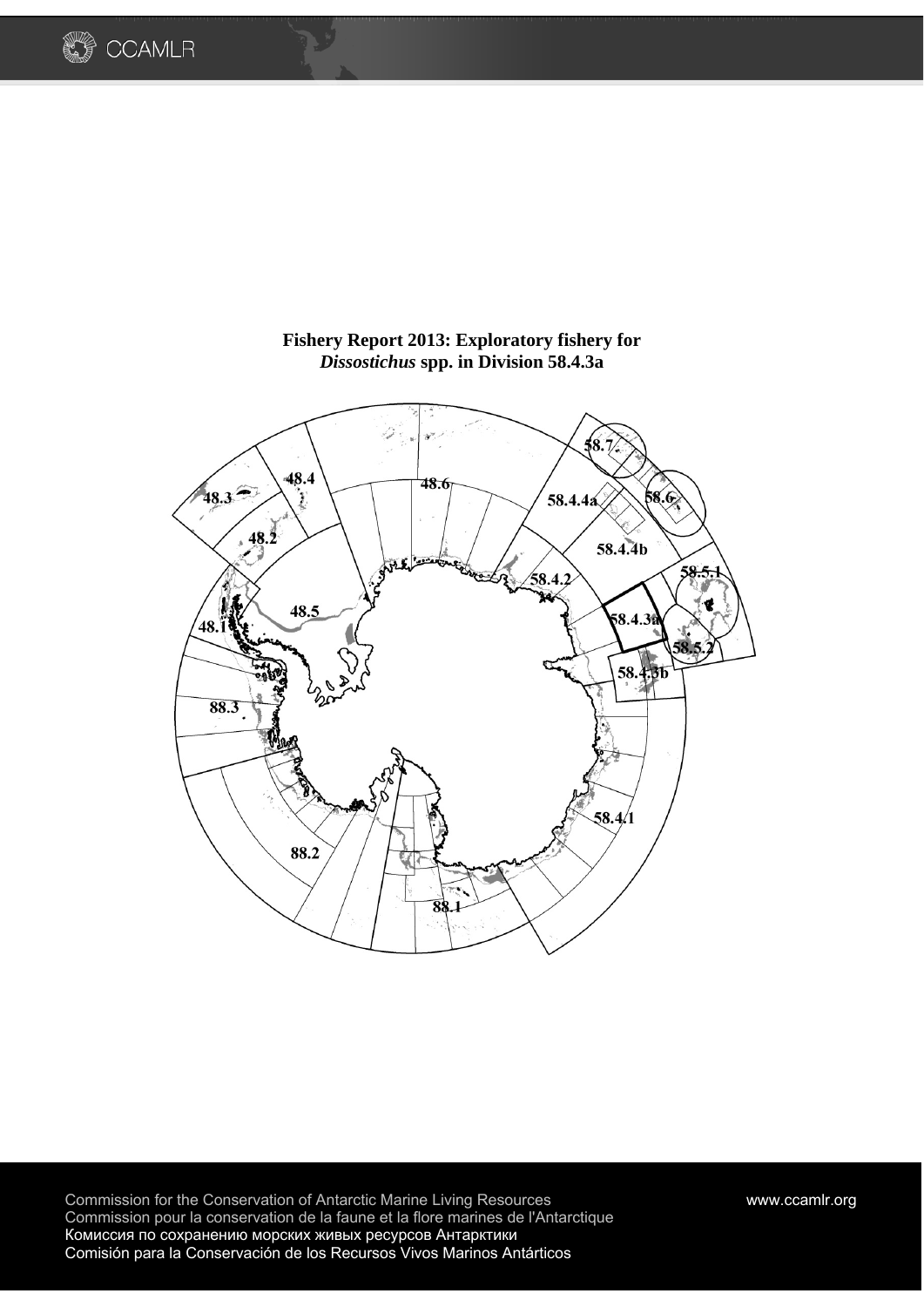# Fishery Report 2013: Exploratory fishery for *Dissostichus* spp. in Division 58.4.3a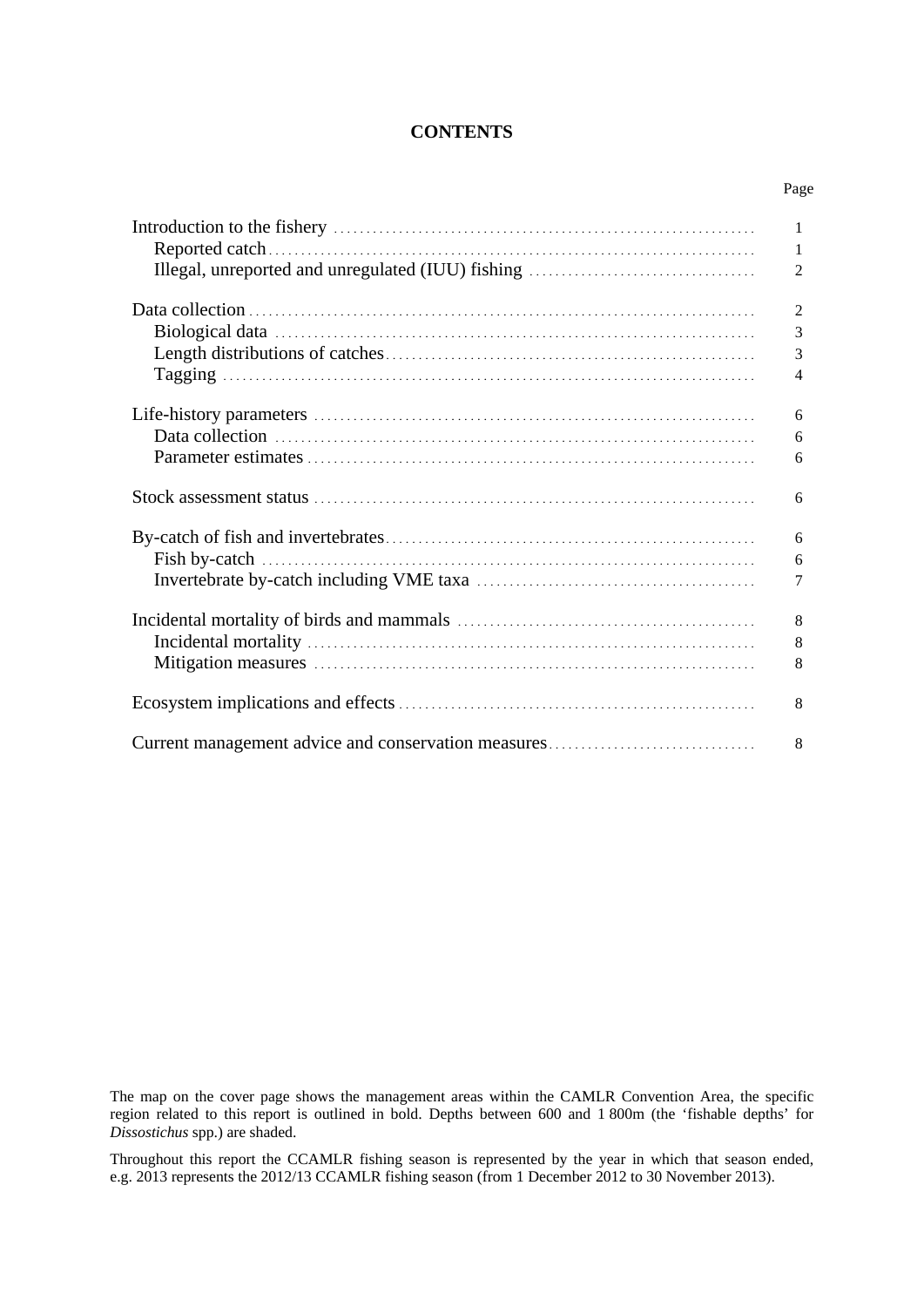# CONTENTS

| | Page |
|---|---|
| Introduction to the fishery | 1 |
| Reported catch | 1 |
| Illegal, unreported and unregulated (IUU) fishing | 2 |
| Data collection | 2 |
| Biological data | 3 |
| Length distributions of catches | 3 |
| Tagging | 4 |
| Life-history parameters | 6 |
| Data collection | 6 |
| Parameter estimates | 6 |
| Stock assessment status | 6 |
| By-catch of fish and invertebrates | 6 |
| Fish by-catch | 6 |
| Invertebrate by-catch including VME taxa | 7 |
| Incidental mortality of birds and mammals | 8 |
| Incidental mortality | 8 |
| Mitigation measures | 8 |
| Ecosystem implications and effects | 8 |
| Current management advice and conservation measures | 8 |

The map on the cover page shows the management areas within the CAMLR Convention Area, the specific region related to this report is outlined in bold. Depths between 600 and 1 800m (the 'fishable depths' for *Dissostichus* spp.) are shaded.

Throughout this report the CCAMLR fishing season is represented by the year in which that season ended, e.g. 2013 represents the 2012/13 CCAMLR fishing season (from 1 December 2012 to 30 November 2013).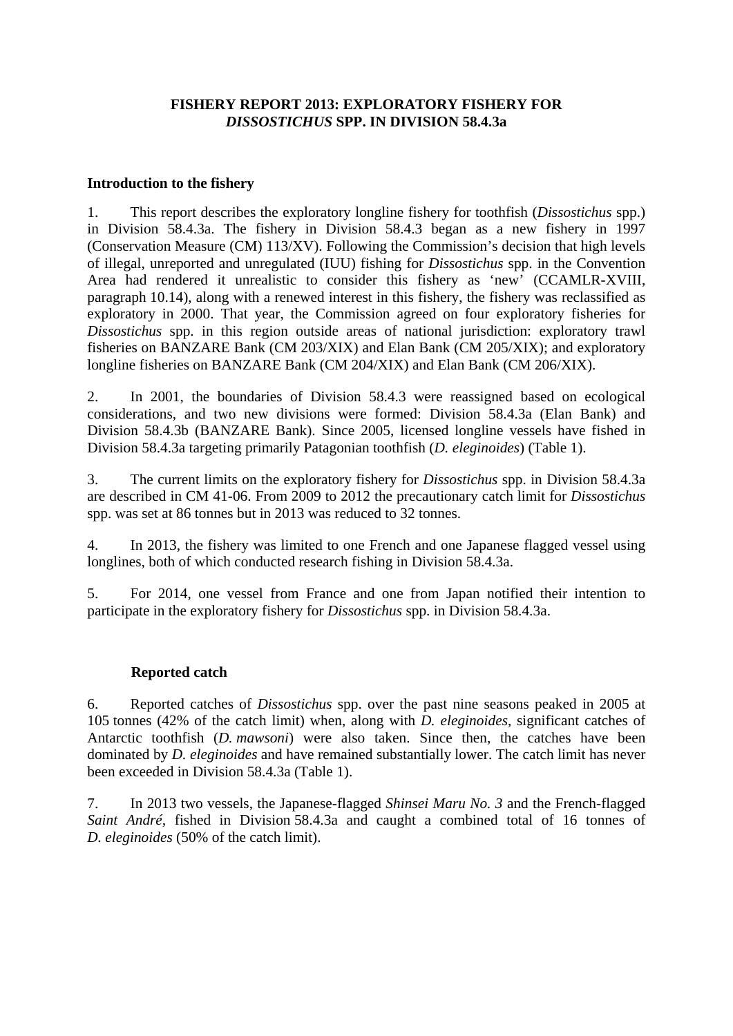# FISHERY REPORT 2013: EXPLORATORY FISHERY FOR *DISSOSTICHUS* SPP. IN DIVISION 58.4.3a

## Introduction to the fishery

1. This report describes the exploratory longline fishery for toothfish (*Dissostichus* spp.) in Division 58.4.3a. The fishery in Division 58.4.3 began as a new fishery in 1997 (Conservation Measure (CM) 113/XV). Following the Commission's decision that high levels of illegal, unreported and unregulated (IUU) fishing for *Dissostichus* spp. in the Convention Area had rendered it unrealistic to consider this fishery as 'new' (CCAMLR-XVIII, paragraph 10.14), along with a renewed interest in this fishery, the fishery was reclassified as exploratory in 2000. That year, the Commission agreed on four exploratory fisheries for *Dissostichus* spp. in this region outside areas of national jurisdiction: exploratory trawl fisheries on BANZARE Bank (CM 203/XIX) and Elan Bank (CM 205/XIX); and exploratory longline fisheries on BANZARE Bank (CM 204/XIX) and Elan Bank (CM 206/XIX).

2. In 2001, the boundaries of Division 58.4.3 were reassigned based on ecological considerations, and two new divisions were formed: Division 58.4.3a (Elan Bank) and Division 58.4.3b (BANZARE Bank). Since 2005, licensed longline vessels have fished in Division 58.4.3a targeting primarily Patagonian toothfish (*D. eleginoides*) (Table 1).

3. The current limits on the exploratory fishery for *Dissostichus* spp. in Division 58.4.3a are described in CM 41-06. From 2009 to 2012 the precautionary catch limit for *Dissostichus* spp. was set at 86 tonnes but in 2013 was reduced to 32 tonnes.

4. In 2013, the fishery was limited to one French and one Japanese flagged vessel using longlines, both of which conducted research fishing in Division 58.4.3a.

5. For 2014, one vessel from France and one from Japan notified their intention to participate in the exploratory fishery for *Dissostichus* spp. in Division 58.4.3a.

## Reported catch

6. Reported catches of *Dissostichus* spp. over the past nine seasons peaked in 2005 at 105 tonnes (42% of the catch limit) when, along with *D. eleginoides*, significant catches of Antarctic toothfish (*D. mawsoni*) were also taken. Since then, the catches have been dominated by *D. eleginoides* and have remained substantially lower. The catch limit has never been exceeded in Division 58.4.3a (Table 1).

7. In 2013 two vessels, the Japanese-flagged *Shinsei Maru No. 3* and the French-flagged *Saint André*, fished in Division 58.4.3a and caught a combined total of 16 tonnes of *D. eleginoides* (50% of the catch limit).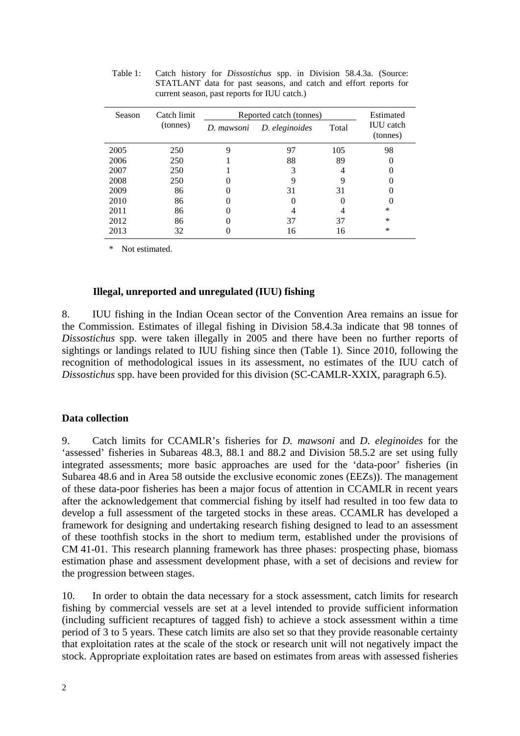Table 1: Catch history for *Dissostichus* spp. in Division 58.4.3a. (Source: STATLANT data for past seasons, and catch and effort reports for current season, past reports for IUU catch.)

| Season | Catch limit (tonnes) | Reported catch (tonnes) | | | Estimated IUU catch (tonnes) |
|---|---|---|---|---|---|
| | | *D. mawsoni* | *D. eleginoides* | Total | |
| 2005 | 250 | 9 | 97 | 105 | 98 |
| 2006 | 250 | 1 | 88 | 89 | 0 |
| 2007 | 250 | 1 | 3 | 4 | 0 |
| 2008 | 250 | 0 | 9 | 9 | 0 |
| 2009 | 86 | 0 | 31 | 31 | 0 |
| 2010 | 86 | 0 | 0 | 0 | 0 |
| 2011 | 86 | 0 | 4 | 4 | * |
| 2012 | 86 | 0 | 37 | 37 | * |
| 2013 | 32 | 0 | 16 | 16 | * |

\* Not estimated.

### Illegal, unreported and unregulated (IUU) fishing

8. IUU fishing in the Indian Ocean sector of the Convention Area remains an issue for the Commission. Estimates of illegal fishing in Division 58.4.3a indicate that 98 tonnes of *Dissostichus* spp. were taken illegally in 2005 and there have been no further reports of sightings or landings related to IUU fishing since then (Table 1). Since 2010, following the recognition of methodological issues in its assessment, no estimates of the IUU catch of *Dissostichus* spp. have been provided for this division (SC-CAMLR-XXIX, paragraph 6.5).

## Data collection

9. Catch limits for CCAMLR's fisheries for *D. mawsoni* and *D. eleginoides* for the 'assessed' fisheries in Subareas 48.3, 88.1 and 88.2 and Division 58.5.2 are set using fully integrated assessments; more basic approaches are used for the 'data-poor' fisheries (in Subarea 48.6 and in Area 58 outside the exclusive economic zones (EEZs)). The management of these data-poor fisheries has been a major focus of attention in CCAMLR in recent years after the acknowledgement that commercial fishing by itself had resulted in too few data to develop a full assessment of the targeted stocks in these areas. CCAMLR has developed a framework for designing and undertaking research fishing designed to lead to an assessment of these toothfish stocks in the short to medium term, established under the provisions of CM 41-01. This research planning framework has three phases: prospecting phase, biomass estimation phase and assessment development phase, with a set of decisions and review for the progression between stages.

10. In order to obtain the data necessary for a stock assessment, catch limits for research fishing by commercial vessels are set at a level intended to provide sufficient information (including sufficient recaptures of tagged fish) to achieve a stock assessment within a time period of 3 to 5 years. These catch limits are also set so that they provide reasonable certainty that exploitation rates at the scale of the stock or research unit will not negatively impact the stock. Appropriate exploitation rates are based on estimates from areas with assessed fisheries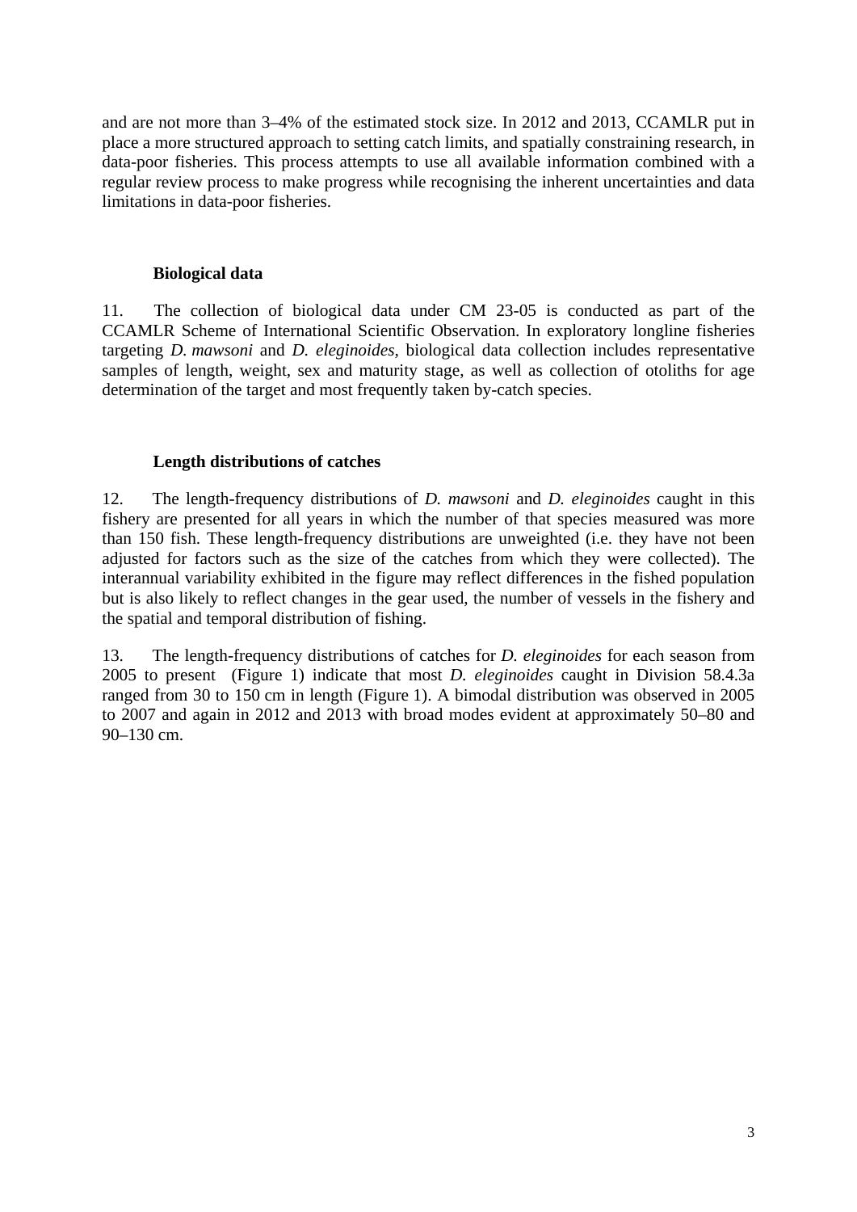and are not more than 3–4% of the estimated stock size. In 2012 and 2013, CCAMLR put in place a more structured approach to setting catch limits, and spatially constraining research, in data-poor fisheries. This process attempts to use all available information combined with a regular review process to make progress while recognising the inherent uncertainties and data limitations in data-poor fisheries.

### Biological data

11. The collection of biological data under CM 23-05 is conducted as part of the CCAMLR Scheme of International Scientific Observation. In exploratory longline fisheries targeting *D. mawsoni* and *D. eleginoides*, biological data collection includes representative samples of length, weight, sex and maturity stage, as well as collection of otoliths for age determination of the target and most frequently taken by-catch species.

### Length distributions of catches

12. The length-frequency distributions of *D. mawsoni* and *D. eleginoides* caught in this fishery are presented for all years in which the number of that species measured was more than 150 fish. These length-frequency distributions are unweighted (i.e. they have not been adjusted for factors such as the size of the catches from which they were collected). The interannual variability exhibited in the figure may reflect differences in the fished population but is also likely to reflect changes in the gear used, the number of vessels in the fishery and the spatial and temporal distribution of fishing.

13. The length-frequency distributions of catches for *D. eleginoides* for each season from 2005 to present (Figure 1) indicate that most *D. eleginoides* caught in Division 58.4.3a ranged from 30 to 150 cm in length (Figure 1). A bimodal distribution was observed in 2005 to 2007 and again in 2012 and 2013 with broad modes evident at approximately 50–80 and 90–130 cm.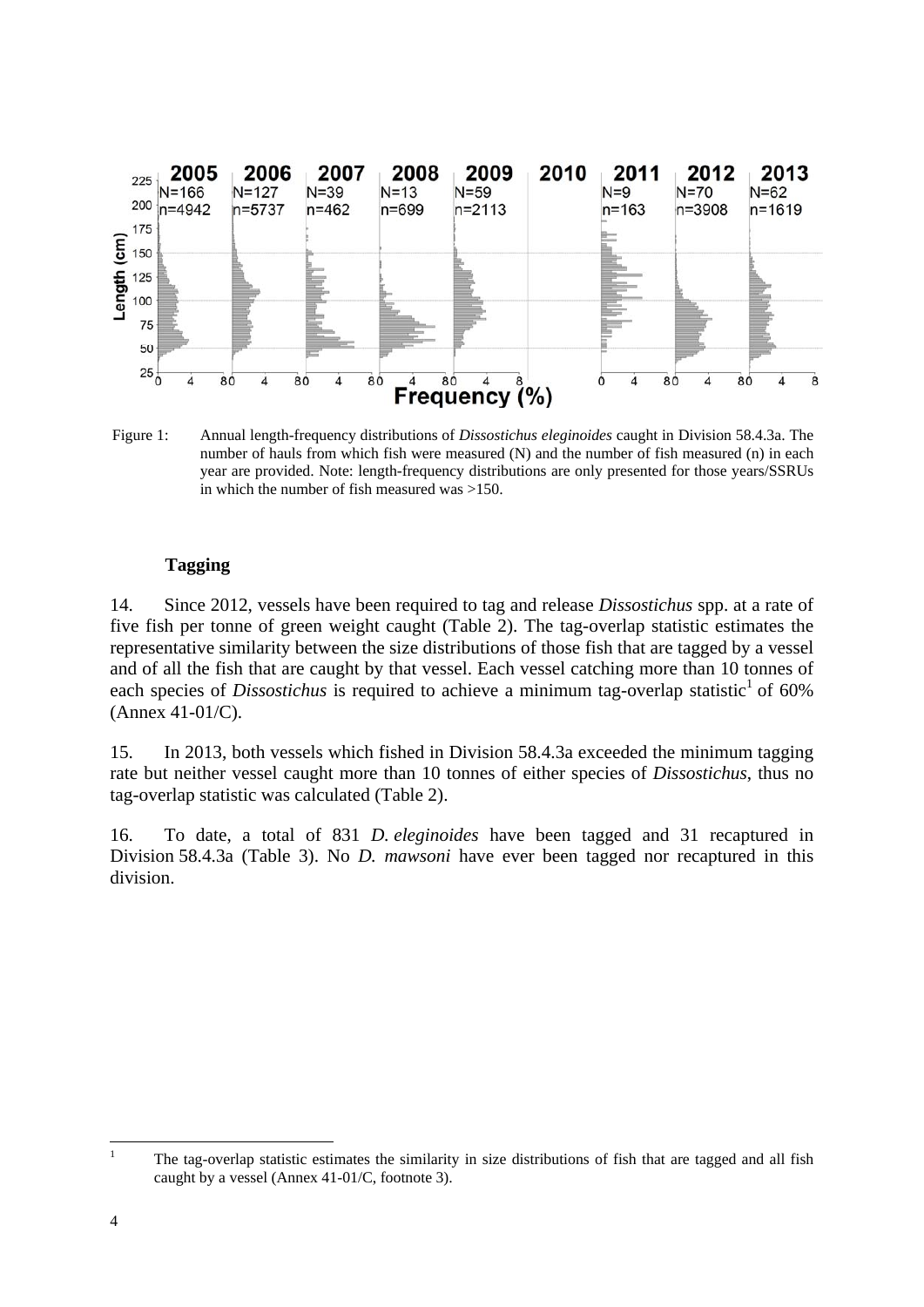Figure 1: Annual length-frequency distributions of *Dissostichus eleginoides* caught in Division 58.4.3a. The number of hauls from which fish were measured (N) and the number of fish measured (n) in each year are provided. Note: length-frequency distributions are only presented for those years/SSRUs in which the number of fish measured was >150.

### Tagging

14. Since 2012, vessels have been required to tag and release *Dissostichus* spp. at a rate of five fish per tonne of green weight caught (Table 2). The tag-overlap statistic estimates the representative similarity between the size distributions of those fish that are tagged by a vessel and of all the fish that are caught by that vessel. Each vessel catching more than 10 tonnes of each species of *Dissostichus* is required to achieve a minimum tag-overlap statistic[1] of 60% (Annex 41-01/C).

15. In 2013, both vessels which fished in Division 58.4.3a exceeded the minimum tagging rate but neither vessel caught more than 10 tonnes of either species of *Dissostichus*, thus no tag-overlap statistic was calculated (Table 2).

16. To date, a total of 831 *D. eleginoides* have been tagged and 31 recaptured in Division 58.4.3a (Table 3). No *D. mawsoni* have ever been tagged nor recaptured in this division.

---

[1] The tag-overlap statistic estimates the similarity in size distributions of fish that are tagged and all fish caught by a vessel (Annex 41-01/C, footnote 3).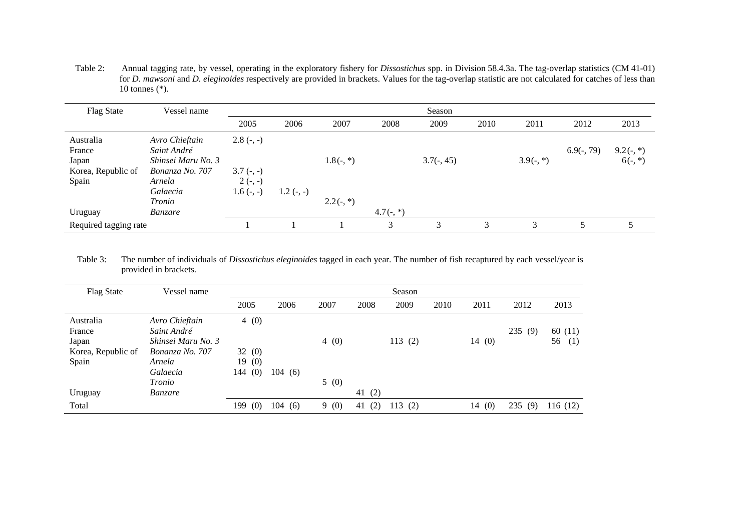Table 2: Annual tagging rate, by vessel, operating in the exploratory fishery for *Dissostichus* spp. in Division 58.4.3a. The tag-overlap statistics (CM 41-01) for *D. mawsoni* and *D. eleginoides* respectively are provided in brackets. Values for the tag-overlap statistic are not calculated for catches of less than 10 tonnes (*).

| Flag State | Vessel name | Season | | | | | | | | |
|---|---|---|---|---|---|---|---|---|---|---|
| | | 2005 | 2006 | 2007 | 2008 | 2009 | 2010 | 2011 | 2012 | 2013 |
| Australia | *Avro Chieftain* | 2.8 (-, -) | | | | | | | | |
| France | *Saint André* | | | | | | | | 6.9(-, 79) | 9.2(-, *) |
| Japan | *Shinsei Maru No. 3* | | | 1.8(-, *) | | 3.7(-, 45) | | 3.9(-, *) | | 6(-, *) |
| Korea, Republic of | *Bonanza No. 707* | 3.7 (-, -) | | | | | | | | |
| Spain | *Arnela* | 2 (-, -) | | | | | | | | |
| | *Galaecia* | 1.6 (-, -) | 1.2 (-, -) | | | | | | | |
| | *Tronio* | | | 2.2(-, *) | | | | | | |
| Uruguay | *Banzare* | | | | 4.7(-, *) | | | | | |
| Required tagging rate | | 1 | 1 | 1 | 3 | 3 | 3 | 3 | 5 | 5 |

Table 3: The number of individuals of *Dissostichus eleginoides* tagged in each year. The number of fish recaptured by each vessel/year is provided in brackets.

| Flag State | Vessel name | Season | | | | | | | | |
|---|---|---|---|---|---|---|---|---|---|---|
| | | 2005 | 2006 | 2007 | 2008 | 2009 | 2010 | 2011 | 2012 | 2013 |
| Australia | *Avro Chieftain* | 4 (0) | | | | | | | | |
| France | *Saint André* | | | | | | | | 235 (9) | 60 (11) |
| Japan | *Shinsei Maru No. 3* | | | 4 (0) | | 113 (2) | | 14 (0) | | 56 (1) |
| Korea, Republic of | *Bonanza No. 707* | 32 (0) | | | | | | | | |
| Spain | *Arnela* | 19 (0) | | | | | | | | |
| | *Galaecia* | 144 (0) | 104 (6) | | | | | | | |
| | *Tronio* | | | 5 (0) | | | | | | |
| Uruguay | *Banzare* | | | | 41 (2) | | | | | |
| Total | | 199 (0) | 104 (6) | 9 (0) | 41 (2) | 113 (2) | | 14 (0) | 235 (9) | 116 (12) |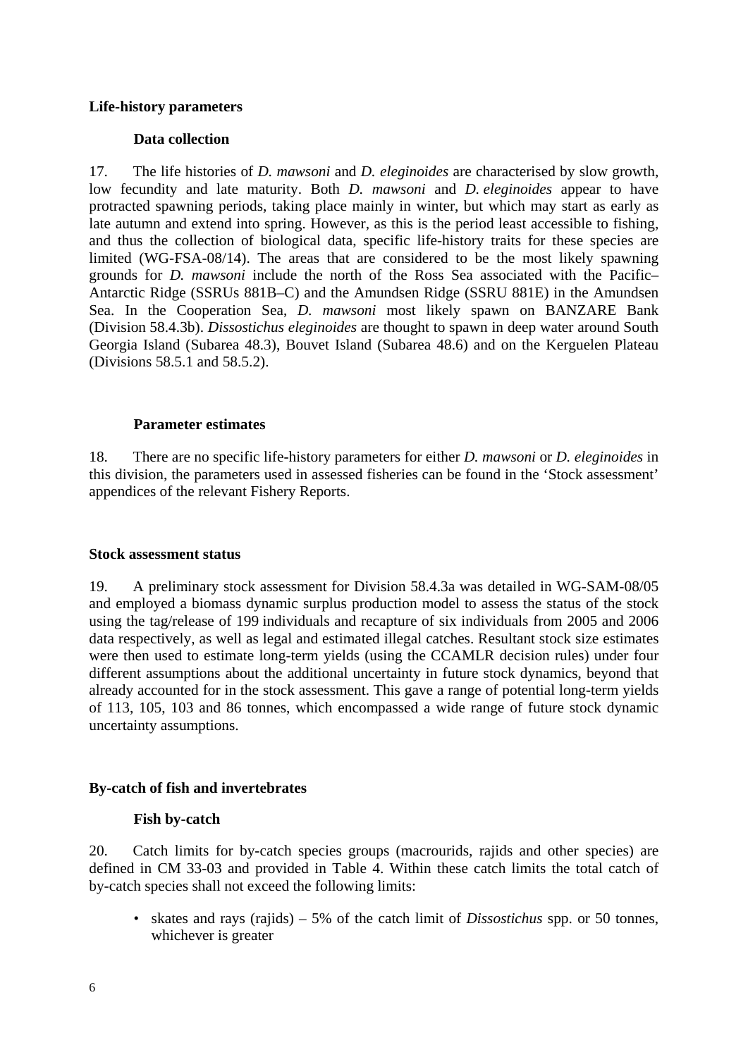## Life-history parameters

### Data collection

17. The life histories of *D. mawsoni* and *D. eleginoides* are characterised by slow growth, low fecundity and late maturity. Both *D. mawsoni* and *D. eleginoides* appear to have protracted spawning periods, taking place mainly in winter, but which may start as early as late autumn and extend into spring. However, as this is the period least accessible to fishing, and thus the collection of biological data, specific life-history traits for these species are limited (WG-FSA-08/14). The areas that are considered to be the most likely spawning grounds for *D. mawsoni* include the north of the Ross Sea associated with the Pacific–Antarctic Ridge (SSRUs 881B–C) and the Amundsen Ridge (SSRU 881E) in the Amundsen Sea. In the Cooperation Sea, *D. mawsoni* most likely spawn on BANZARE Bank (Division 58.4.3b). *Dissostichus eleginoides* are thought to spawn in deep water around South Georgia Island (Subarea 48.3), Bouvet Island (Subarea 48.6) and on the Kerguelen Plateau (Divisions 58.5.1 and 58.5.2).

### Parameter estimates

18. There are no specific life-history parameters for either *D. mawsoni* or *D. eleginoides* in this division, the parameters used in assessed fisheries can be found in the 'Stock assessment' appendices of the relevant Fishery Reports.

## Stock assessment status

19. A preliminary stock assessment for Division 58.4.3a was detailed in WG-SAM-08/05 and employed a biomass dynamic surplus production model to assess the status of the stock using the tag/release of 199 individuals and recapture of six individuals from 2005 and 2006 data respectively, as well as legal and estimated illegal catches. Resultant stock size estimates were then used to estimate long-term yields (using the CCAMLR decision rules) under four different assumptions about the additional uncertainty in future stock dynamics, beyond that already accounted for in the stock assessment. This gave a range of potential long-term yields of 113, 105, 103 and 86 tonnes, which encompassed a wide range of future stock dynamic uncertainty assumptions.

## By-catch of fish and invertebrates

### Fish by-catch

20. Catch limits for by-catch species groups (macrourids, rajids and other species) are defined in CM 33-03 and provided in Table 4. Within these catch limits the total catch of by-catch species shall not exceed the following limits:

- skates and rays (rajids) – 5% of the catch limit of *Dissostichus* spp. or 50 tonnes, whichever is greater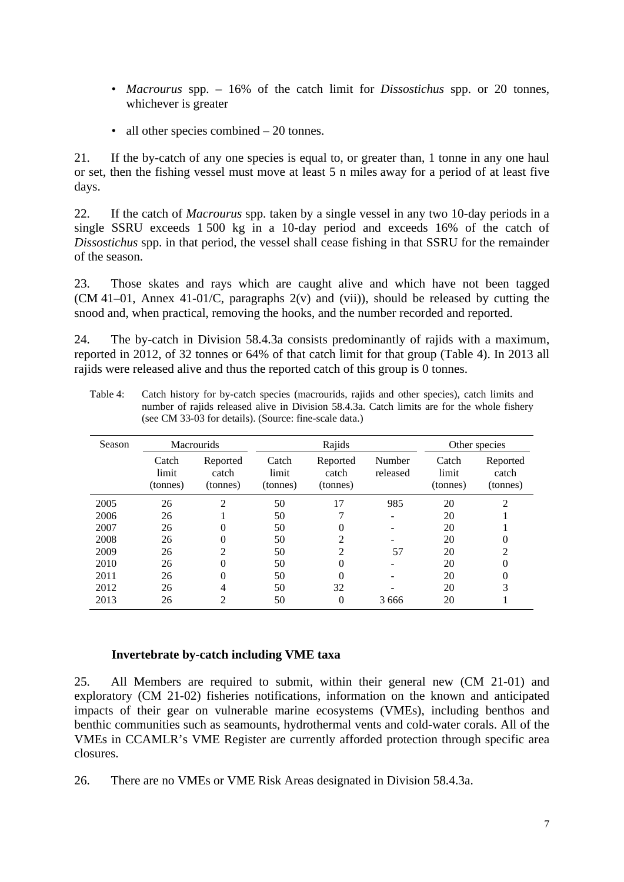- *Macrourus* spp. – 16% of the catch limit for *Dissostichus* spp. or 20 tonnes, whichever is greater
- all other species combined – 20 tonnes.

21. If the by-catch of any one species is equal to, or greater than, 1 tonne in any one haul or set, then the fishing vessel must move at least 5 n miles away for a period of at least five days.

22. If the catch of *Macrourus* spp. taken by a single vessel in any two 10-day periods in a single SSRU exceeds 1 500 kg in a 10-day period and exceeds 16% of the catch of *Dissostichus* spp. in that period, the vessel shall cease fishing in that SSRU for the remainder of the season.

23. Those skates and rays which are caught alive and which have not been tagged (CM 41–01, Annex 41-01/C, paragraphs 2(v) and (vii)), should be released by cutting the snood and, when practical, removing the hooks, and the number recorded and reported.

24. The by-catch in Division 58.4.3a consists predominantly of rajids with a maximum, reported in 2012, of 32 tonnes or 64% of that catch limit for that group (Table 4). In 2013 all rajids were released alive and thus the reported catch of this group is 0 tonnes.

Table 4: Catch history for by-catch species (macrourids, rajids and other species), catch limits and number of rajids released alive in Division 58.4.3a. Catch limits are for the whole fishery (see CM 33-03 for details). (Source: fine-scale data.)

| Season | Macrourids | | Rajids | | | Other species | |
|---|---|---|---|---|---|---|---|
| | Catch limit (tonnes) | Reported catch (tonnes) | Catch limit (tonnes) | Reported catch (tonnes) | Number released | Catch limit (tonnes) | Reported catch (tonnes) |
| 2005 | 26 | 2 | 50 | 17 | 985 | 20 | 2 |
| 2006 | 26 | 1 | 50 | 7 | - | 20 | 1 |
| 2007 | 26 | 0 | 50 | 0 | - | 20 | 1 |
| 2008 | 26 | 0 | 50 | 2 | - | 20 | 0 |
| 2009 | 26 | 2 | 50 | 2 | 57 | 20 | 2 |
| 2010 | 26 | 0 | 50 | 0 | - | 20 | 0 |
| 2011 | 26 | 0 | 50 | 0 | - | 20 | 0 |
| 2012 | 26 | 4 | 50 | 32 | - | 20 | 3 |
| 2013 | 26 | 2 | 50 | 0 | 3 666 | 20 | 1 |

### Invertebrate by-catch including VME taxa

25. All Members are required to submit, within their general new (CM 21-01) and exploratory (CM 21-02) fisheries notifications, information on the known and anticipated impacts of their gear on vulnerable marine ecosystems (VMEs), including benthos and benthic communities such as seamounts, hydrothermal vents and cold-water corals. All of the VMEs in CCAMLR's VME Register are currently afforded protection through specific area closures.

26. There are no VMEs or VME Risk Areas designated in Division 58.4.3a.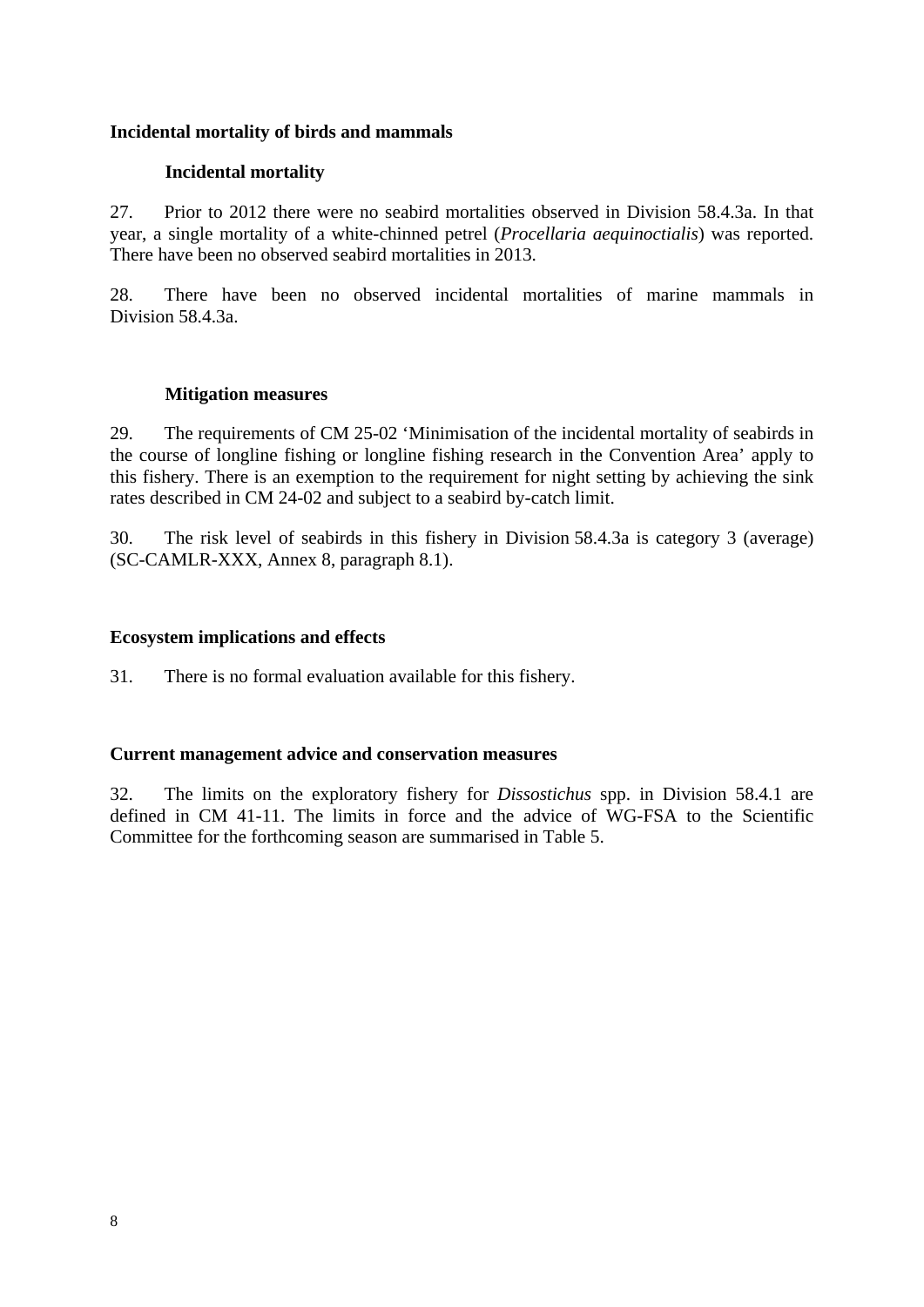## Incidental mortality of birds and mammals

### Incidental mortality

27. Prior to 2012 there were no seabird mortalities observed in Division 58.4.3a. In that year, a single mortality of a white-chinned petrel (*Procellaria aequinoctialis*) was reported. There have been no observed seabird mortalities in 2013.

28. There have been no observed incidental mortalities of marine mammals in Division 58.4.3a.

### Mitigation measures

29. The requirements of CM 25-02 'Minimisation of the incidental mortality of seabirds in the course of longline fishing or longline fishing research in the Convention Area' apply to this fishery. There is an exemption to the requirement for night setting by achieving the sink rates described in CM 24-02 and subject to a seabird by-catch limit.

30. The risk level of seabirds in this fishery in Division 58.4.3a is category 3 (average) (SC-CAMLR-XXX, Annex 8, paragraph 8.1).

## Ecosystem implications and effects

31. There is no formal evaluation available for this fishery.

## Current management advice and conservation measures

32. The limits on the exploratory fishery for *Dissostichus* spp. in Division 58.4.1 are defined in CM 41-11. The limits in force and the advice of WG-FSA to the Scientific Committee for the forthcoming season are summarised in Table 5.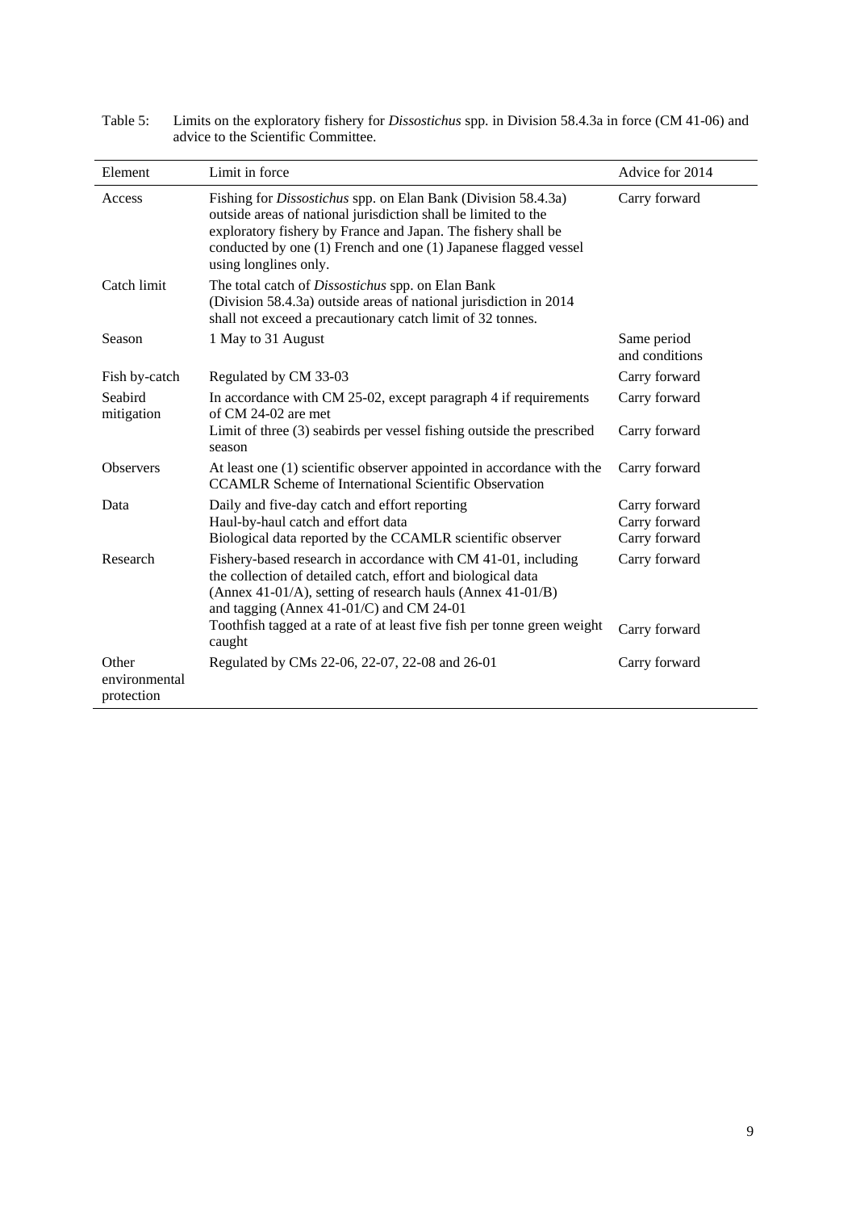Table 5: Limits on the exploratory fishery for *Dissostichus* spp. in Division 58.4.3a in force (CM 41-06) and advice to the Scientific Committee.

| Element | Limit in force | Advice for 2014 |
|---|---|---|
| Access | Fishing for *Dissostichus* spp. on Elan Bank (Division 58.4.3a) outside areas of national jurisdiction shall be limited to the exploratory fishery by France and Japan. The fishery shall be conducted by one (1) French and one (1) Japanese flagged vessel using longlines only. | Carry forward |
| Catch limit | The total catch of *Dissostichus* spp. on Elan Bank (Division 58.4.3a) outside areas of national jurisdiction in 2014 shall not exceed a precautionary catch limit of 32 tonnes. | |
| Season | 1 May to 31 August | Same period and conditions |
| Fish by-catch | Regulated by CM 33-03 | Carry forward |
| Seabird mitigation | In accordance with CM 25-02, except paragraph 4 if requirements of CM 24-02 are met | Carry forward |
| | Limit of three (3) seabirds per vessel fishing outside the prescribed season | Carry forward |
| Observers | At least one (1) scientific observer appointed in accordance with the CCAMLR Scheme of International Scientific Observation | Carry forward |
| Data | Daily and five-day catch and effort reporting | Carry forward |
| | Haul-by-haul catch and effort data | Carry forward |
| | Biological data reported by the CCAMLR scientific observer | Carry forward |
| Research | Fishery-based research in accordance with CM 41-01, including the collection of detailed catch, effort and biological data (Annex 41-01/A), setting of research hauls (Annex 41-01/B) and tagging (Annex 41-01/C) and CM 24-01 | Carry forward |
| | Toothfish tagged at a rate of at least five fish per tonne green weight caught | Carry forward |
| Other environmental protection | Regulated by CMs 22-06, 22-07, 22-08 and 26-01 | Carry forward |